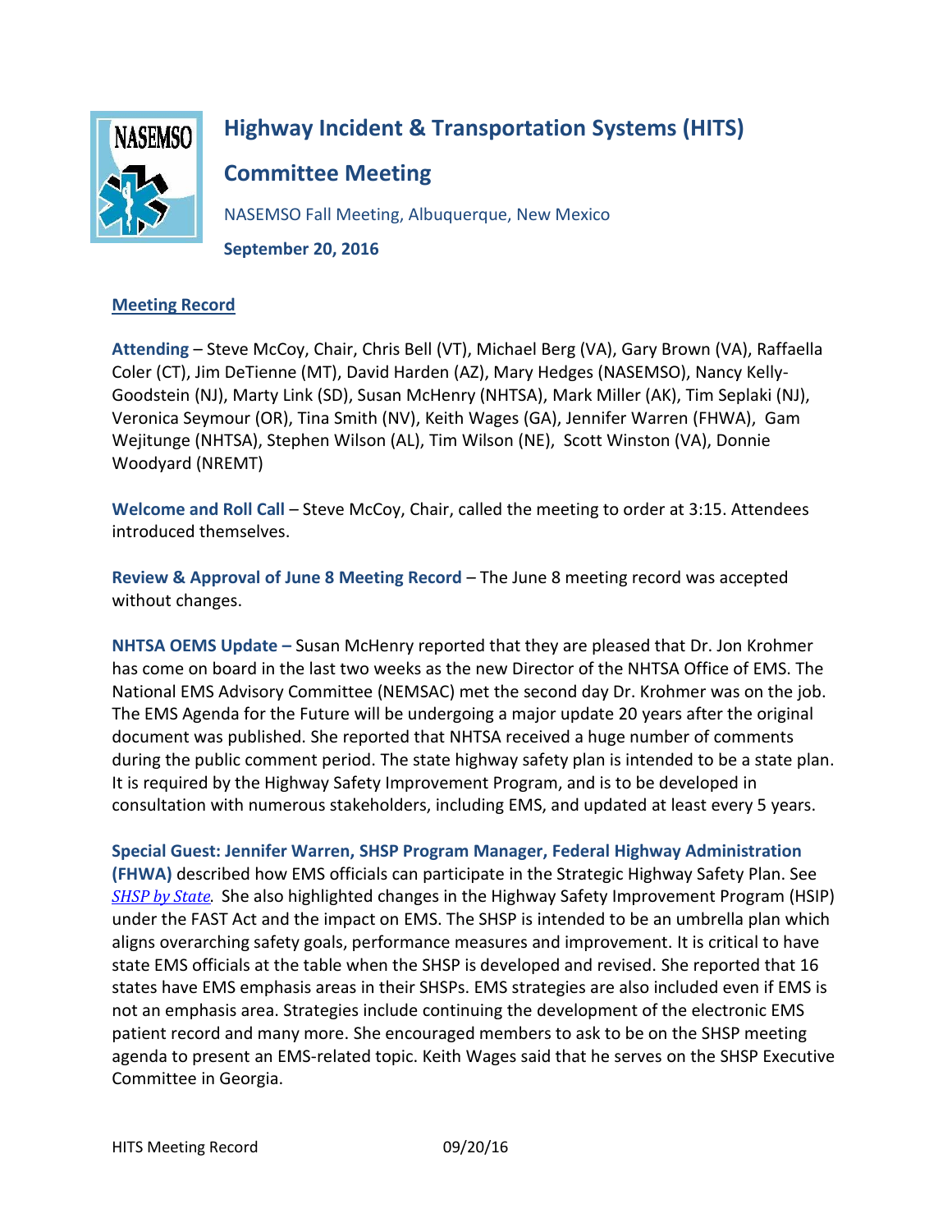# Highway Incident & Transportation Systems (HITS)

# Committee Meeting

NASEMSO Fall Meeting, Albuquerque, New Mexico

**September 20, 2016**

**Meeting Record**

**Attending** – Steve McCoy, Chair, Chris Bell (VT), Michael Berg (VA), Gary Brown (VA), Raffaella Coler (CT), Jim DeTienne (MT), David Harden (AZ), Mary Hedges (NASEMSO), Nancy Kelly-Goodstein (NJ), Marty Link (SD), Susan McHenry (NHTSA), Mark Miller (AK), Tim Seplaki (NJ), Veronica Seymour (OR), Tina Smith (NV), Keith Wages (GA), Jennifer Warren (FHWA), Gam Wejitunge (NHTSA), Stephen Wilson (AL), Tim Wilson (NE), Scott Winston (VA), Donnie Woodyard (NREMT)

**Welcome and Roll Call** – Steve McCoy, Chair, called the meeting to order at 3:15. Attendees introduced themselves.

**Review & Approval of June 8 Meeting Record** – The June 8 meeting record was accepted without changes.

**NHTSA OEMS Update –** Susan McHenry reported that they are pleased that Dr. Jon Krohmer has come on board in the last two weeks as the new Director of the NHTSA Office of EMS. The National EMS Advisory Committee (NEMSAC) met the second day Dr. Krohmer was on the job. The EMS Agenda for the Future will be undergoing a major update 20 years after the original document was published. She reported that NHTSA received a huge number of comments during the public comment period. The state highway safety plan is intended to be a state plan. It is required by the Highway Safety Improvement Program, and is to be developed in consultation with numerous stakeholders, including EMS, and updated at least every 5 years.

**Special Guest: Jennifer Warren, SHSP Program Manager, Federal Highway Administration (FHWA)** described how EMS officials can participate in the Strategic Highway Safety Plan. See *SHSP by State.* She also highlighted changes in the Highway Safety Improvement Program (HSIP) under the FAST Act and the impact on EMS. The SHSP is intended to be an umbrella plan which aligns overarching safety goals, performance measures and improvement. It is critical to have state EMS officials at the table when the SHSP is developed and revised. She reported that 16 states have EMS emphasis areas in their SHSPs. EMS strategies are also included even if EMS is not an emphasis area. Strategies include continuing the development of the electronic EMS patient record and many more. She encouraged members to ask to be on the SHSP meeting agenda to present an EMS-related topic. Keith Wages said that he serves on the SHSP Executive Committee in Georgia.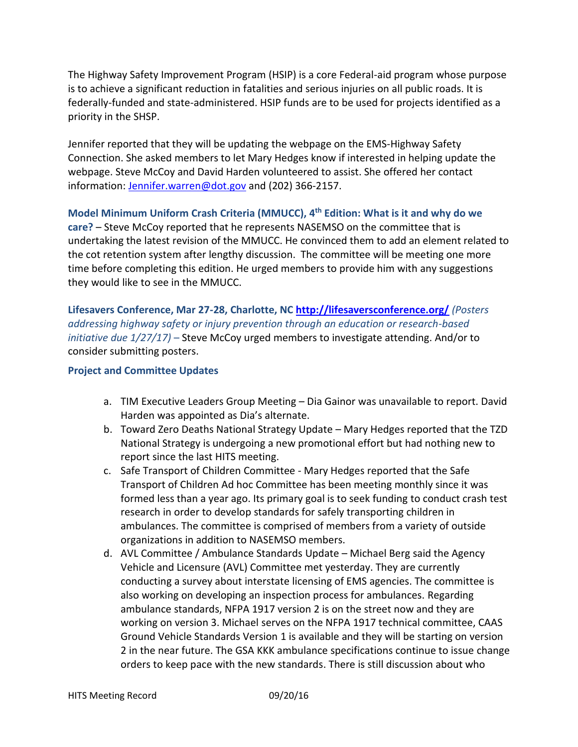The Highway Safety Improvement Program (HSIP) is a core Federal-aid program whose purpose is to achieve a significant reduction in fatalities and serious injuries on all public roads. It is federally-funded and state-administered. HSIP funds are to be used for projects identified as a priority in the SHSP.

Jennifer reported that they will be updating the webpage on the EMS-Highway Safety Connection. She asked members to let Mary Hedges know if interested in helping update the webpage. Steve McCoy and David Harden volunteered to assist. She offered her contact information: [Jennifer.warren@dot.gov](mailto:Jennifer.warren@dot.gov) and (202) 366-2157.

**Model Minimum Uniform Crash Criteria (MMUCC), 4th Edition: What is it and why do we care?** – Steve McCoy reported that he represents NASEMSO on the committee that is undertaking the latest revision of the MMUCC. He convinced them to add an element related to the cot retention system after lengthy discussion. The committee will be meeting one more time before completing this edition. He urged members to provide him with any suggestions they would like to see in the MMUCC.

**Lifesavers Conference, Mar 27-28, Charlotte, NC [http://lifesaversconference.org/](http://lifesaversconference.org/)** *(Posters addressing highway safety or injury prevention through an education or research-based initiative due 1/27/17) –* Steve McCoy urged members to investigate attending. And/or to consider submitting posters.

**Project and Committee Updates**

a. TIM Executive Leaders Group Meeting – Dia Gainor was unavailable to report. David Harden was appointed as Dia's alternate.
b. Toward Zero Deaths National Strategy Update – Mary Hedges reported that the TZD National Strategy is undergoing a new promotional effort but had nothing new to report since the last HITS meeting.
c. Safe Transport of Children Committee - Mary Hedges reported that the Safe Transport of Children Ad hoc Committee has been meeting monthly since it was formed less than a year ago. Its primary goal is to seek funding to conduct crash test research in order to develop standards for safely transporting children in ambulances. The committee is comprised of members from a variety of outside organizations in addition to NASEMSO members.
d. AVL Committee / Ambulance Standards Update – Michael Berg said the Agency Vehicle and Licensure (AVL) Committee met yesterday. They are currently conducting a survey about interstate licensing of EMS agencies. The committee is also working on developing an inspection process for ambulances. Regarding ambulance standards, NFPA 1917 version 2 is on the street now and they are working on version 3. Michael serves on the NFPA 1917 technical committee, CAAS Ground Vehicle Standards Version 1 is available and they will be starting on version 2 in the near future. The GSA KKK ambulance specifications continue to issue change orders to keep pace with the new standards. There is still discussion about who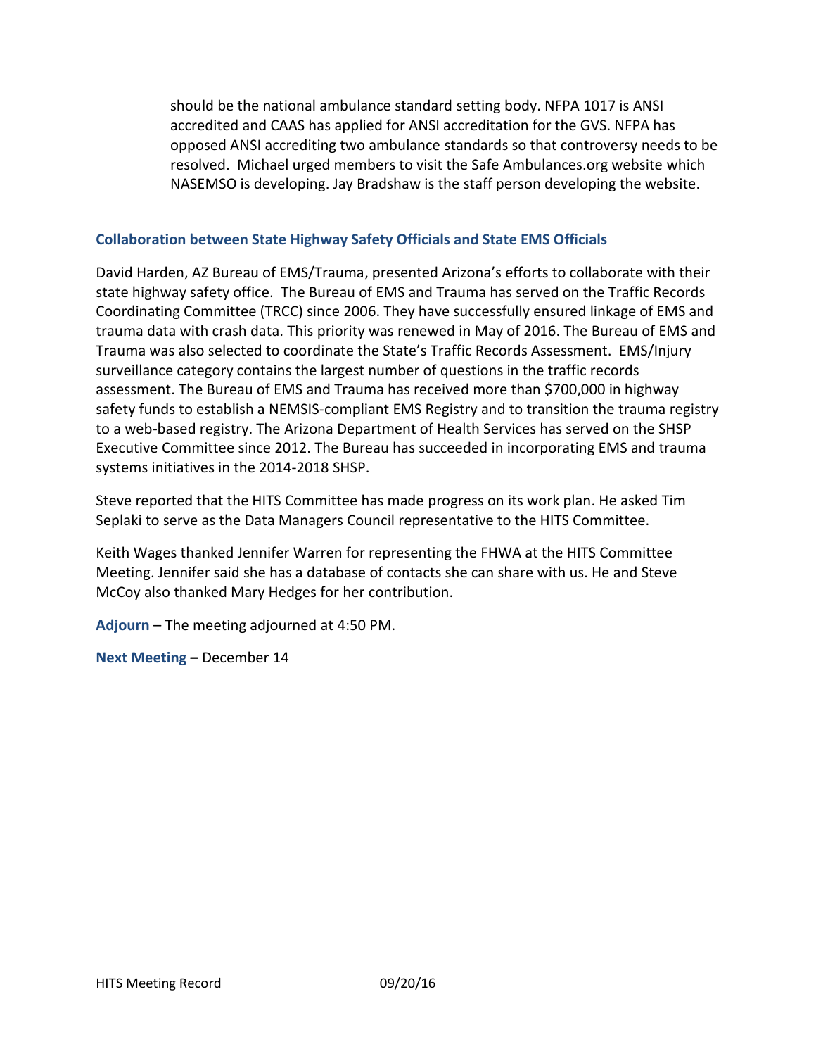should be the national ambulance standard setting body. NFPA 1017 is ANSI accredited and CAAS has applied for ANSI accreditation for the GVS. NFPA has opposed ANSI accrediting two ambulance standards so that controversy needs to be resolved. Michael urged members to visit the Safe Ambulances.org website which NASEMSO is developing. Jay Bradshaw is the staff person developing the website.

### Collaboration between State Highway Safety Officials and State EMS Officials

David Harden, AZ Bureau of EMS/Trauma, presented Arizona's efforts to collaborate with their state highway safety office. The Bureau of EMS and Trauma has served on the Traffic Records Coordinating Committee (TRCC) since 2006. They have successfully ensured linkage of EMS and trauma data with crash data. This priority was renewed in May of 2016. The Bureau of EMS and Trauma was also selected to coordinate the State's Traffic Records Assessment. EMS/Injury surveillance category contains the largest number of questions in the traffic records assessment. The Bureau of EMS and Trauma has received more than $700,000 in highway safety funds to establish a NEMSIS-compliant EMS Registry and to transition the trauma registry to a web-based registry. The Arizona Department of Health Services has served on the SHSP Executive Committee since 2012. The Bureau has succeeded in incorporating EMS and trauma systems initiatives in the 2014-2018 SHSP.

Steve reported that the HITS Committee has made progress on its work plan. He asked Tim Seplaki to serve as the Data Managers Council representative to the HITS Committee.

Keith Wages thanked Jennifer Warren for representing the FHWA at the HITS Committee Meeting. Jennifer said she has a database of contacts she can share with us. He and Steve McCoy also thanked Mary Hedges for her contribution.

**Adjourn** – The meeting adjourned at 4:50 PM.

**Next Meeting –** December 14